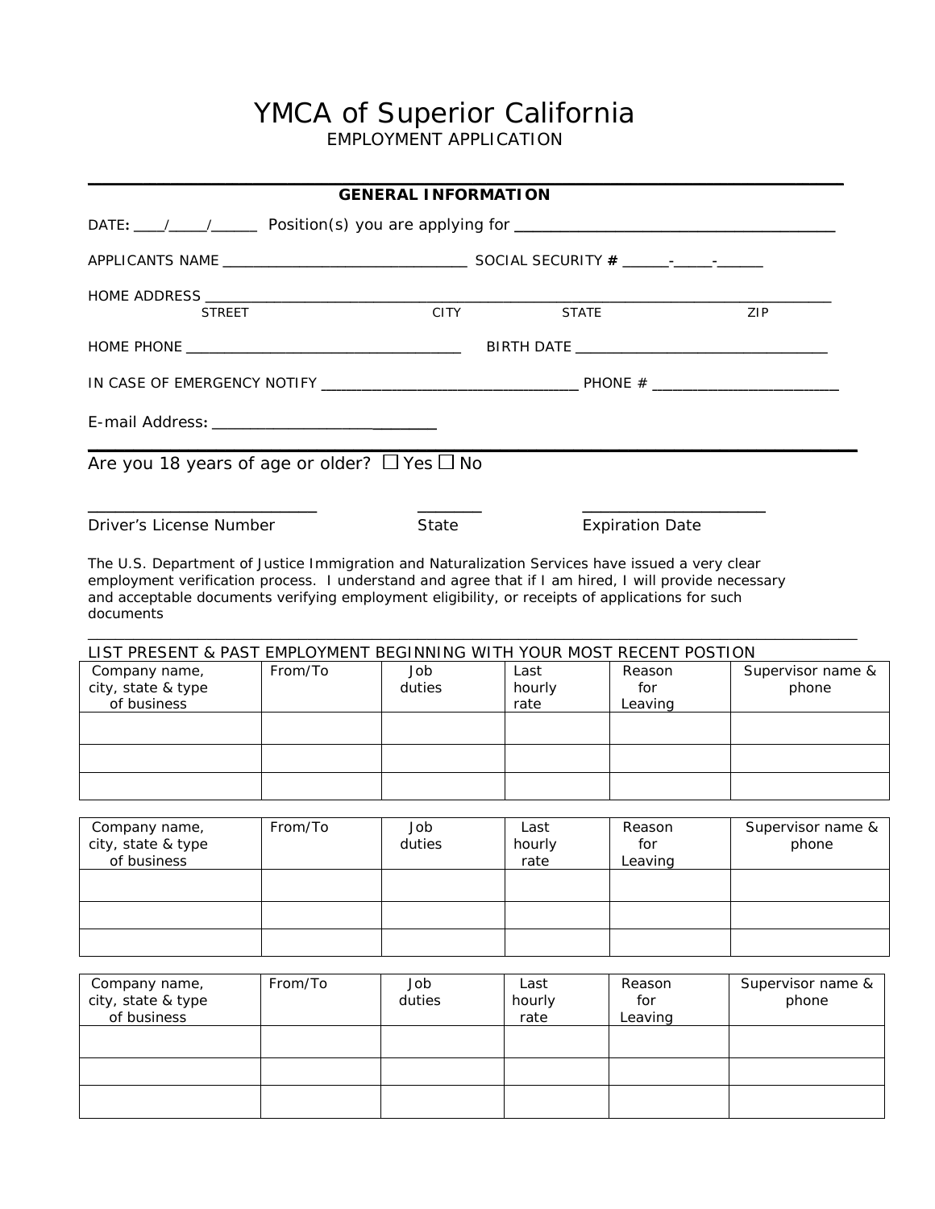# YMCA of Superior California

EMPLOYMENT APPLICATION

---

**GENERAL INFORMATION**

DATE: ____/_____/______ Position(s) you are applying for ________________________________________

APPLICANTS NAME _______________________________ SOCIAL SECURITY # ______-_____-______

HOME ADDRESS ________________________________________________________________________________
STREET CITY STATE ZIP

HOME PHONE ____________________________________ BIRTH DATE _________________________________

IN CASE OF EMERGENCY NOTIFY _________________________________ PHONE # _________________________

E-mail Address: ____________________________

---

Are you 18 years of age or older? ☐ Yes ☐ No

____________________________ ________ ______________________
Driver's License Number State Expiration Date

The U.S. Department of Justice Immigration and Naturalization Services have issued a very clear employment verification process. I understand and agree that if I am hired, I will provide necessary and acceptable documents verifying employment eligibility, or receipts of applications for such documents

---

LIST PRESENT & PAST EMPLOYMENT BEGINNING WITH YOUR MOST RECENT POSTION

| Company name, city, state & type of business | From/To | Job duties | Last hourly rate | Reason for Leaving | Supervisor name & phone |
|---|---|---|---|---|---|
| | | | | | |
| | | | | | |
| | | | | | |

| Company name, city, state & type of business | From/To | Job duties | Last hourly rate | Reason for Leaving | Supervisor name & phone |
|---|---|---|---|---|---|
| | | | | | |
| | | | | | |
| | | | | | |

| Company name, city, state & type of business | From/To | Job duties | Last hourly rate | Reason for Leaving | Supervisor name & phone |
|---|---|---|---|---|---|
| | | | | | |
| | | | | | |
| | | | | | |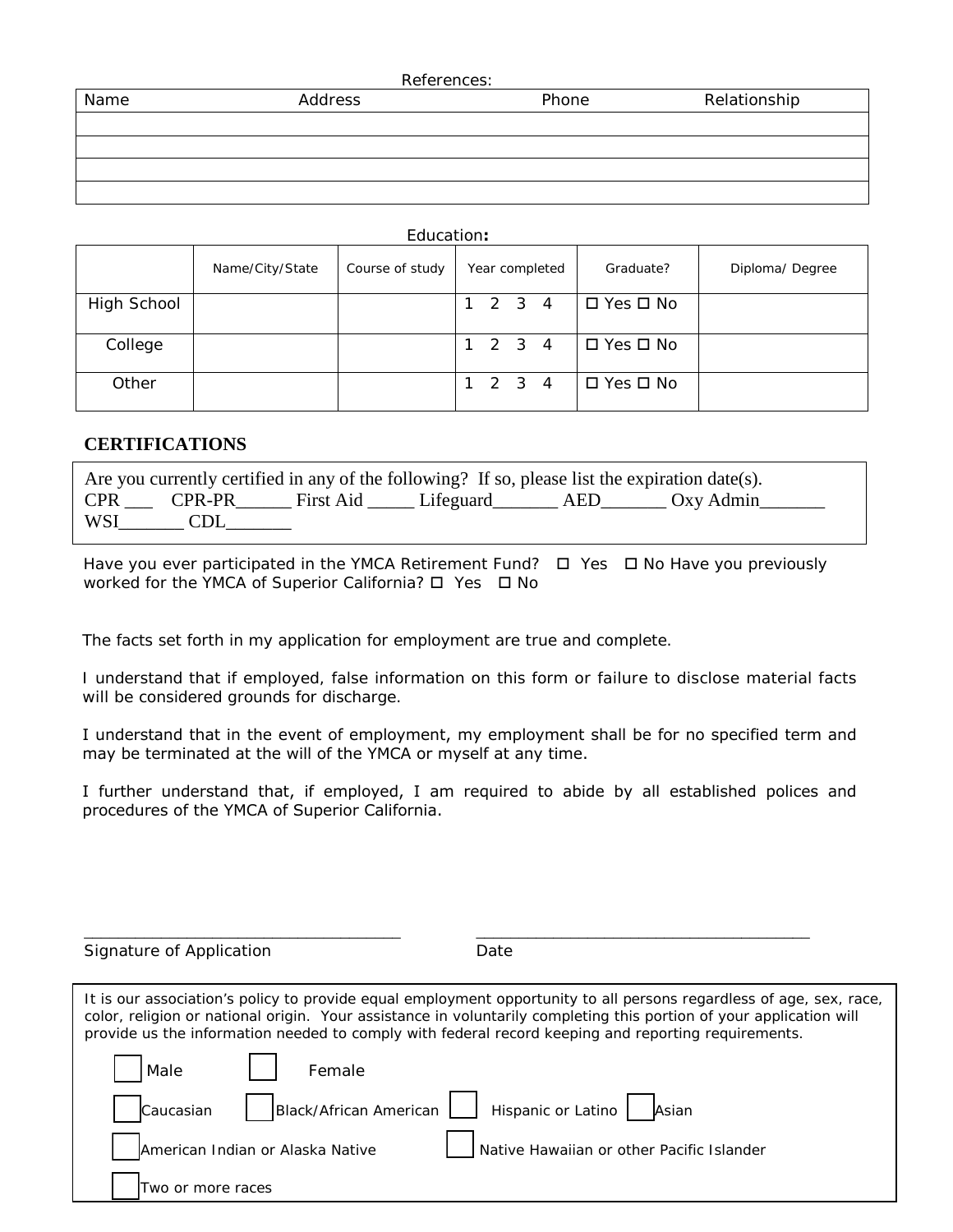References:

| Name | Address | Phone | Relationship |
| --- | --- | --- | --- |
| | | | |
| | | | |
| | | | |
| | | | |

Education**:**

| | Name/City/State | Course of study | Year completed | Graduate? | Diploma/ Degree |
| --- | --- | --- | --- | --- | --- |
| High School | | | 1 2 3 4 | ☐ Yes ☐ No | |
| College | | | 1 2 3 4 | ☐ Yes ☐ No | |
| Other | | | 1 2 3 4 | ☐ Yes ☐ No | |

## CERTIFICATIONS

Are you currently certified in any of the following? If so, please list the expiration date(s).
CPR ___ CPR-PR______ First Aid _____ Lifeguard_______ AED_______ Oxy Admin_______
WSI_______ CDL_______

Have you ever participated in the YMCA Retirement Fund? ☐ Yes ☐ No Have you previously worked for the YMCA of Superior California? ☐ Yes ☐ No

The facts set forth in my application for employment are true and complete.

I understand that if employed, false information on this form or failure to disclose material facts will be considered grounds for discharge.

I understand that in the event of employment, my employment shall be for no specified term and may be terminated at the will of the YMCA or myself at any time.

I further understand that, if employed, I am required to abide by all established polices and procedures of the YMCA of Superior California.

_____________________________________ _____________________________________

Signature of Application Date

It is our association's policy to provide equal employment opportunity to all persons regardless of age, sex, race, color, religion or national origin. Your assistance in voluntarily completing this portion of your application will provide us the information needed to comply with federal record keeping and reporting requirements.

☐ Male ☐ Female

☐ Caucasian ☐ Black/African American ☐ Hispanic or Latino ☐ Asian

☐ American Indian or Alaska Native ☐ Native Hawaiian or other Pacific Islander

☐ Two or more races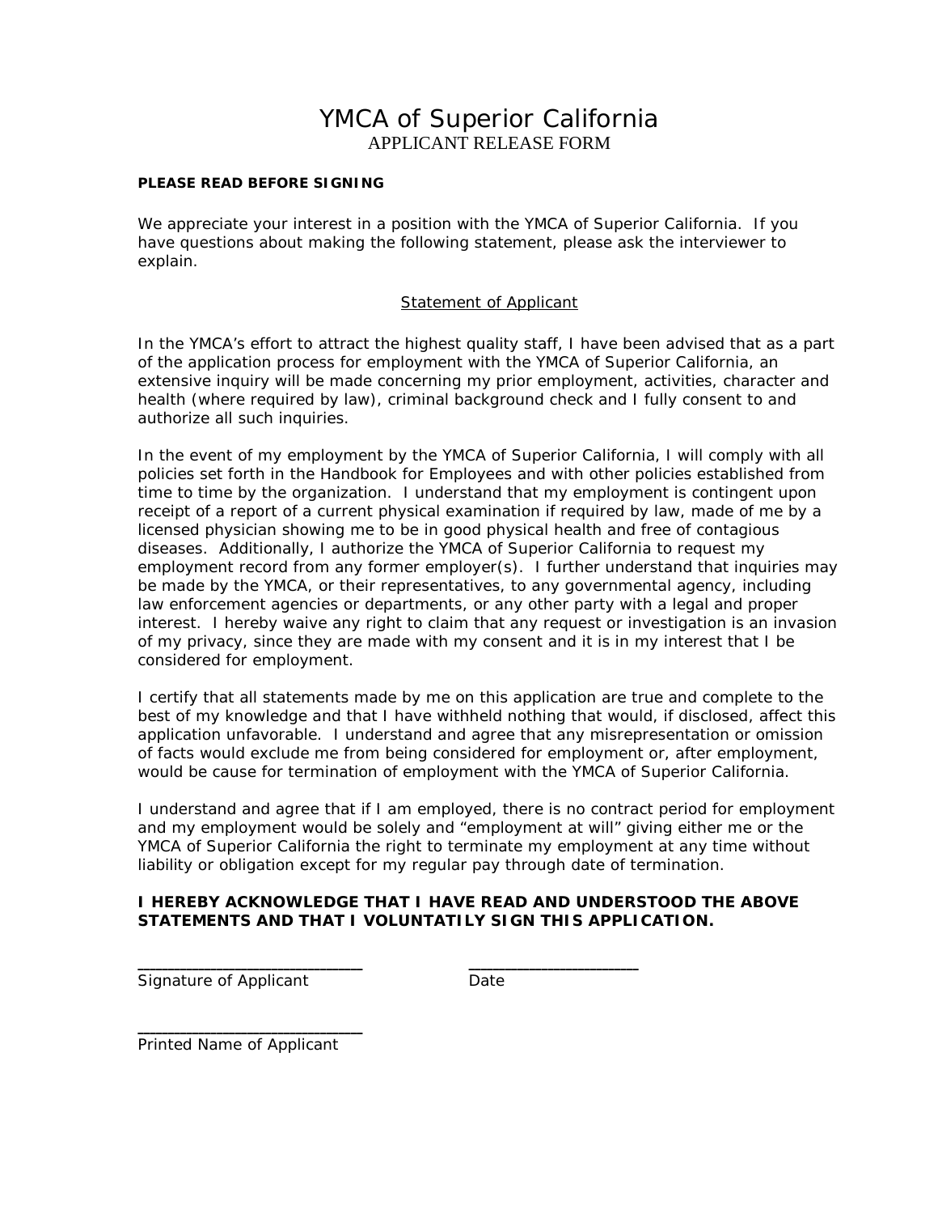# YMCA of Superior California

## APPLICANT RELEASE FORM

**PLEASE READ BEFORE SIGNING**

We appreciate your interest in a position with the YMCA of Superior California. If you have questions about making the following statement, please ask the interviewer to explain.

Statement of Applicant

In the YMCA's effort to attract the highest quality staff, I have been advised that as a part of the application process for employment with the YMCA of Superior California, an extensive inquiry will be made concerning my prior employment, activities, character and health (where required by law), criminal background check and I fully consent to and authorize all such inquiries.

In the event of my employment by the YMCA of Superior California, I will comply with all policies set forth in the Handbook for Employees and with other policies established from time to time by the organization. I understand that my employment is contingent upon receipt of a report of a current physical examination if required by law, made of me by a licensed physician showing me to be in good physical health and free of contagious diseases. Additionally, I authorize the YMCA of Superior California to request my employment record from any former employer(s). I further understand that inquiries may be made by the YMCA, or their representatives, to any governmental agency, including law enforcement agencies or departments, or any other party with a legal and proper interest. I hereby waive any right to claim that any request or investigation is an invasion of my privacy, since they are made with my consent and it is in my interest that I be considered for employment.

I certify that all statements made by me on this application are true and complete to the best of my knowledge and that I have withheld nothing that would, if disclosed, affect this application unfavorable. I understand and agree that any misrepresentation or omission of facts would exclude me from being considered for employment or, after employment, would be cause for termination of employment with the YMCA of Superior California.

I understand and agree that if I am employed, there is no contract period for employment and my employment would be solely and "employment at will" giving either me or the YMCA of Superior California the right to terminate my employment at any time without liability or obligation except for my regular pay through date of termination.

**I HEREBY ACKNOWLEDGE THAT I HAVE READ AND UNDERSTOOD THE ABOVE STATEMENTS AND THAT I VOLUNTATILY SIGN THIS APPLICATION.**

___________________________ ____________________

Signature of Applicant Date

___________________________

Printed Name of Applicant